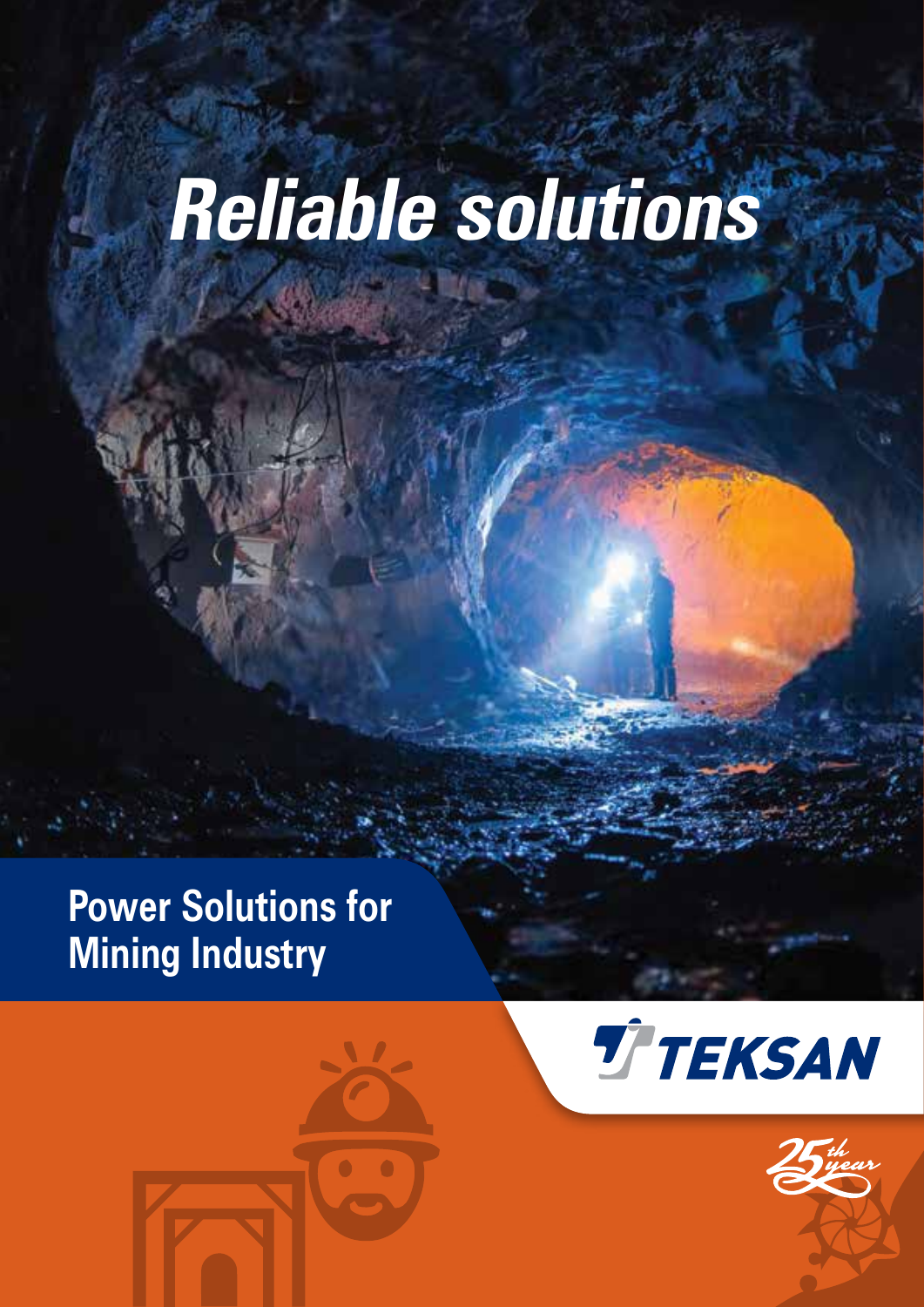# Reliable solutions

## Power Solutions for Mining Industry

TEKSAN

25th year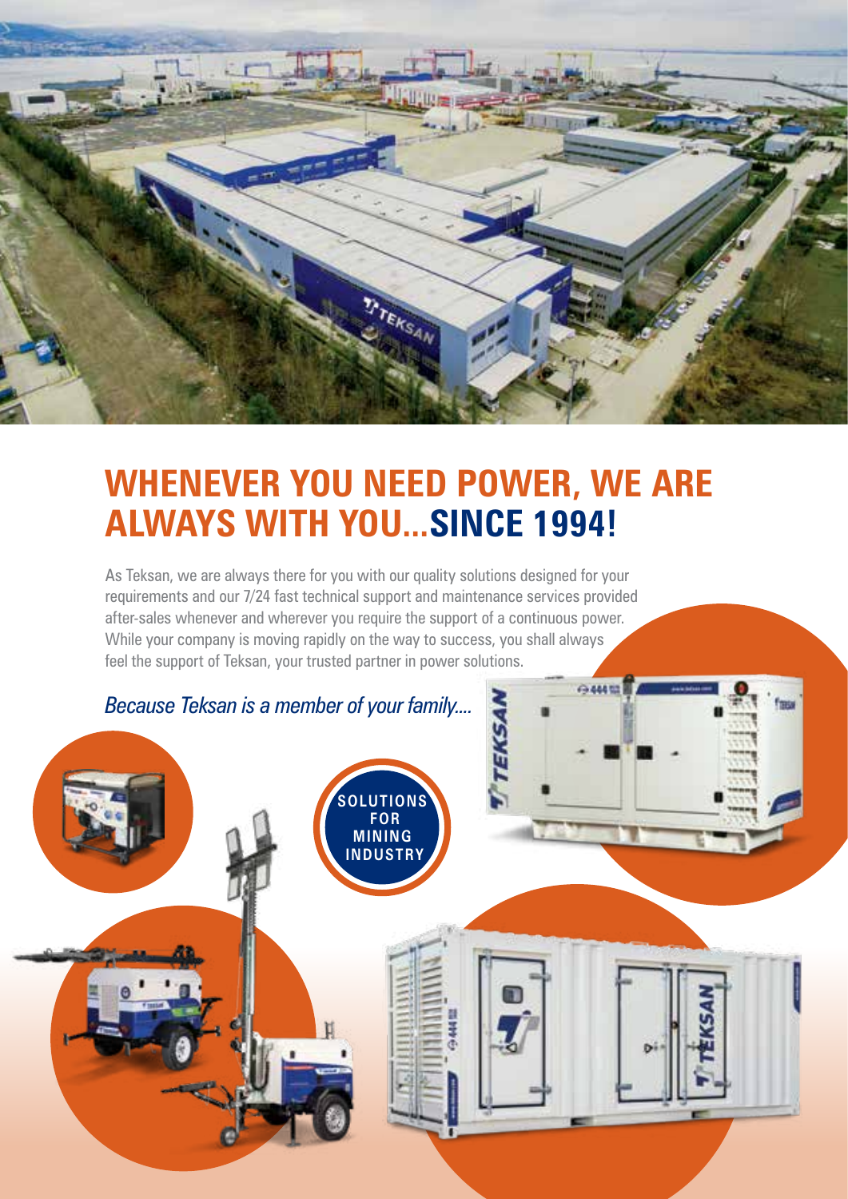# WHENEVER YOU NEED POWER, WE ARE ALWAYS WITH YOU...SINCE 1994!

As Teksan, we are always there for you with our quality solutions designed for your requirements and our 7/24 fast technical support and maintenance services provided after-sales whenever and wherever you require the support of a continuous power. While your company is moving rapidly on the way to success, you shall always feel the support of Teksan, your trusted partner in power solutions.

*Because Teksan is a member of your family....*

**SOLUTIONS FOR MINING INDUSTRY**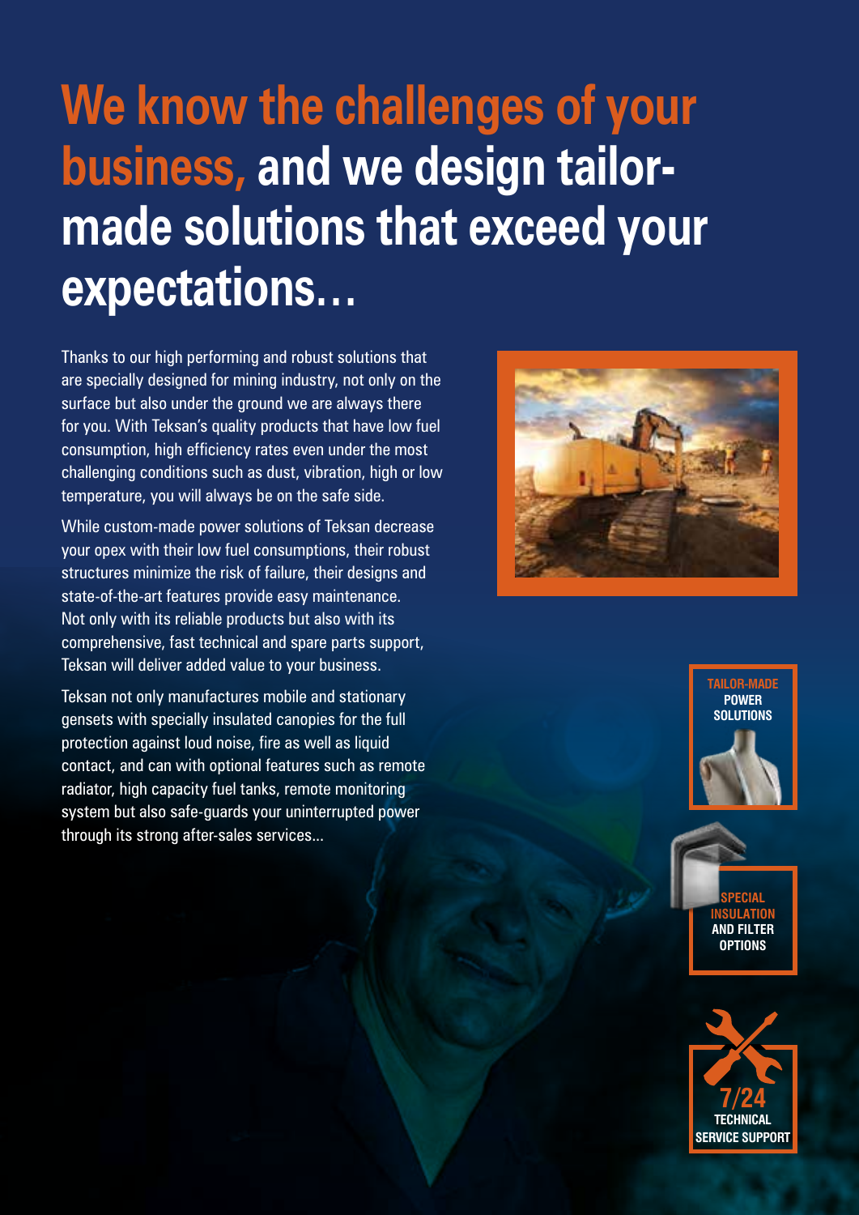# We know the challenges of your business, and we design tailor-made solutions that exceed your expectations…

Thanks to our high performing and robust solutions that are specially designed for mining industry, not only on the surface but also under the ground we are always there for you. With Teksan's quality products that have low fuel consumption, high efficiency rates even under the most challenging conditions such as dust, vibration, high or low temperature, you will always be on the safe side.

While custom-made power solutions of Teksan decrease your opex with their low fuel consumptions, their robust structures minimize the risk of failure, their designs and state-of-the-art features provide easy maintenance. Not only with its reliable products but also with its comprehensive, fast technical and spare parts support, Teksan will deliver added value to your business.

Teksan not only manufactures mobile and stationary gensets with specially insulated canopies for the full protection against loud noise, fire as well as liquid contact, and can with optional features such as remote radiator, high capacity fuel tanks, remote monitoring system but also safe-guards your uninterrupted power through its strong after-sales services...

**TAILOR-MADE POWER SOLUTIONS**

**SPECIAL INSULATION AND FILTER OPTIONS**

**7/24 TECHNICAL SERVICE SUPPORT**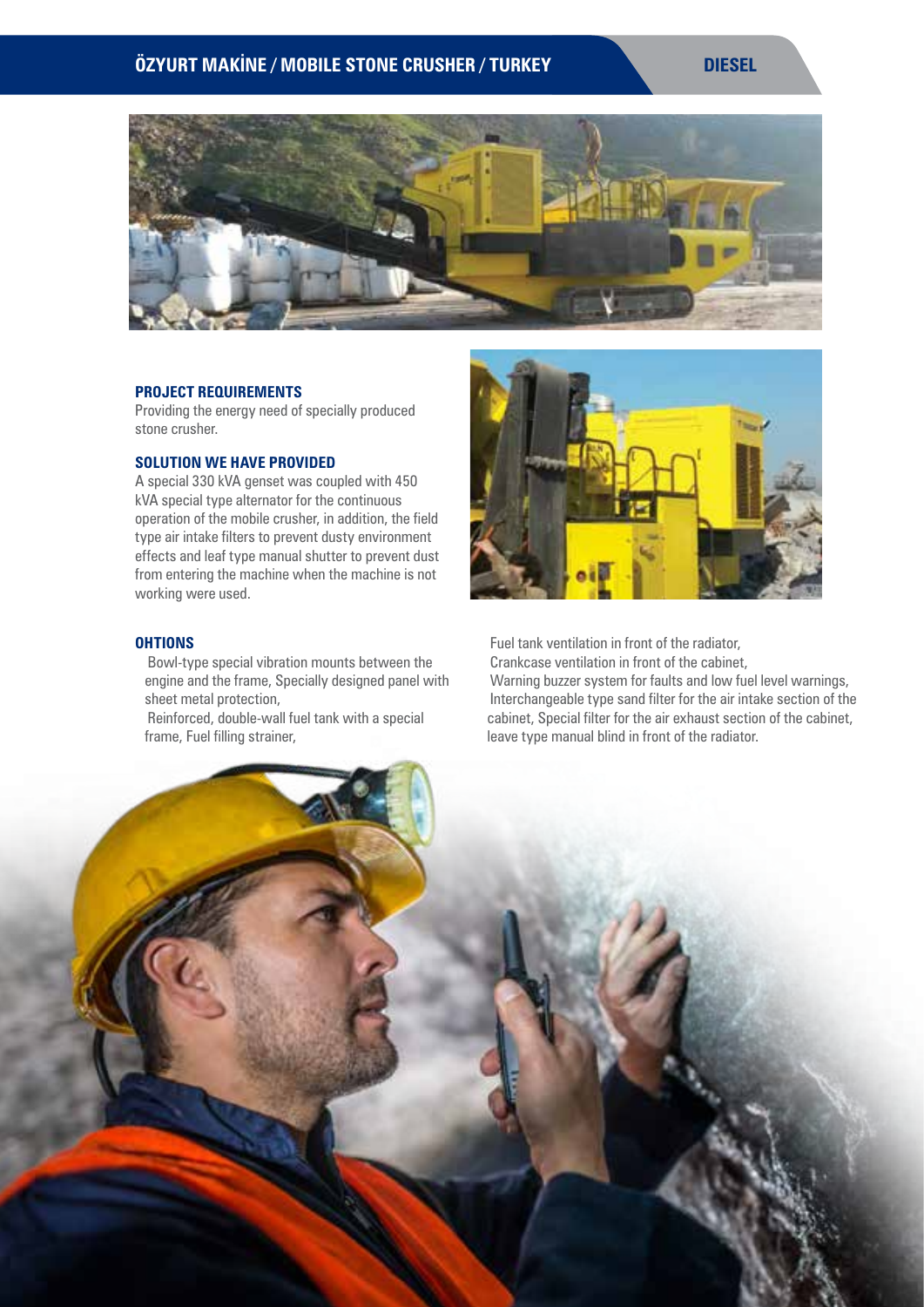## ÖZYURT MAKİNE / MOBILE STONE CRUSHER / TURKEY

DIESEL

### PROJECT REQUIREMENTS

Providing the energy need of specially produced stone crusher.

### SOLUTION WE HAVE PROVIDED

A special 330 kVA genset was coupled with 450 kVA special type alternator for the continuous operation of the mobile crusher, in addition, the field type air intake filters to prevent dusty environment effects and leaf type manual shutter to prevent dust from entering the machine when the machine is not working were used.

### OHTIONS

Bowl-type special vibration mounts between the engine and the frame, Specially designed panel with sheet metal protection,
Reinforced, double-wall fuel tank with a special frame, Fuel filling strainer,

Fuel tank ventilation in front of the radiator,
Crankcase ventilation in front of the cabinet,
Warning buzzer system for faults and low fuel level warnings,
Interchangeable type sand filter for the air intake section of the cabinet, Special filter for the air exhaust section of the cabinet, leave type manual blind in front of the radiator.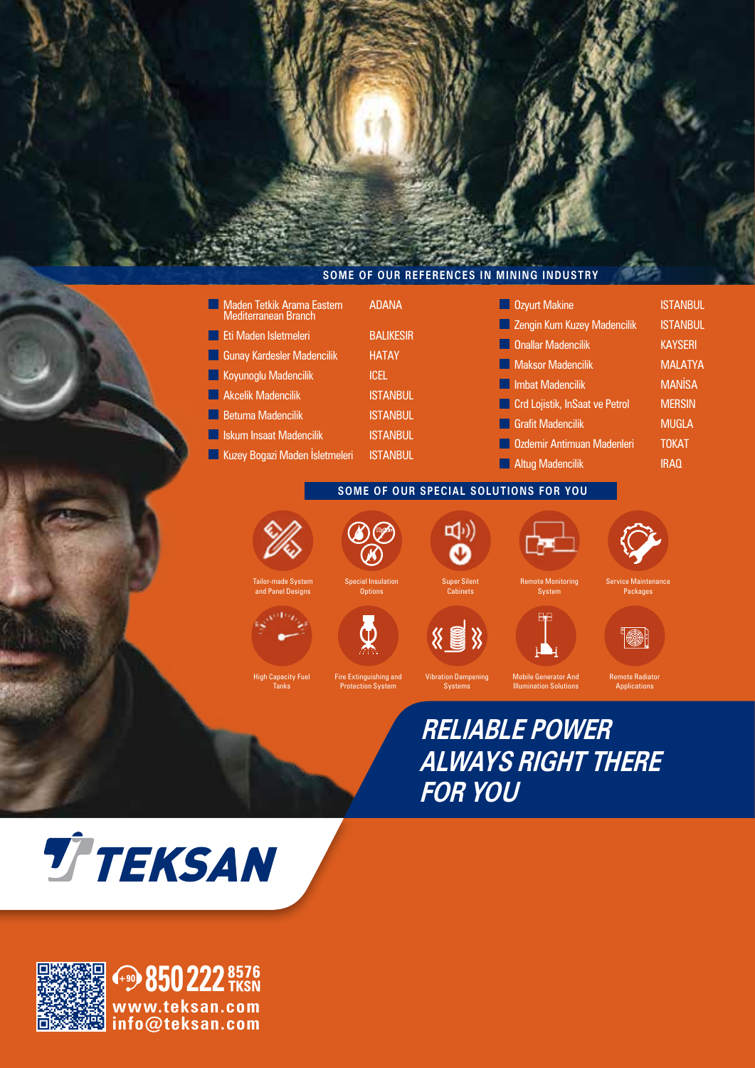## SOME OF OUR REFERENCES IN MINING INDUSTRY

| | |
|---|---|
| Maden Tetkik Arama Eastern Mediterranean Branch | ADANA |
| Eti Maden Isletmeleri | BALIKESIR |
| Gunay Kardesler Madencilik | HATAY |
| Koyunoglu Madencilik | ICEL |
| Akcelik Madencilik | ISTANBUL |
| Betuma Madencilik | ISTANBUL |
| Iskum Insaat Madencilik | ISTANBUL |
| Kuzey Bogazi Maden İsletmeleri | ISTANBUL |
| Ozyurt Makine | ISTANBUL |
| Zengin Kum Kuzey Madencilik | ISTANBUL |
| Onallar Madencilik | KAYSERI |
| Maksor Madencilik | MALATYA |
| Imbat Madencilik | MANİSA |
| Crd Lojistik, InSaat ve Petrol | MERSIN |
| Grafit Madencilik | MUGLA |
| Ozdemir Antimuan Madenleri | TOKAT |
| Altug Madencilik | IRAQ |

## SOME OF OUR SPECIAL SOLUTIONS FOR YOU

- Tailor-made System and Panel Designs
- Special Insulation Options
- Super Silent Cabinets
- Remote Monitoring System
- Service Maintenance Packages
- High Capacity Fuel Tanks
- Fire Extinguishing and Protection System
- Vibration Dampening Systems
- Mobile Generator And Illumination Solutions
- Remote Radiator Applications

***RELIABLE POWER ALWAYS RIGHT THERE FOR YOU***

TEKSAN

+90 850 222 8576 TKSN

www.teksan.com

info@teksan.com